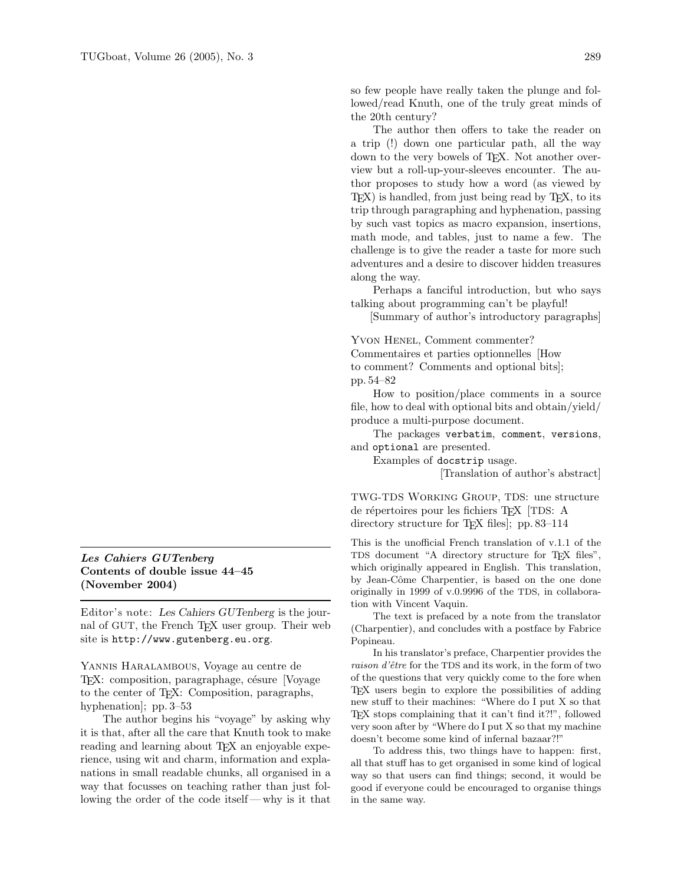## *Les Cahiers GUTenberg* Contents of double issue 44–45 (November 2004)

Editor's note: *Les Cahiers GUTenberg* is the journal of GUT, the French TeX user group. Their web site is `http://www.gutenberg.eu.org`.

Yannis Haralambous, Voyage au centre de TeX: composition, paragraphage, césure [Voyage to the center of TeX: Composition, paragraphs, hyphenation]; pp. 3–53

The author begins his "voyage" by asking why it is that, after all the care that Knuth took to make reading and learning about TeX an enjoyable experience, using wit and charm, information and explanations in small readable chunks, all organised in a way that focusses on teaching rather than just following the order of the code itself — why is it that so few people have really taken the plunge and followed/read Knuth, one of the truly great minds of the 20th century?

The author then offers to take the reader on a trip (!) down one particular path, all the way down to the very bowels of TeX. Not another overview but a roll-up-your-sleeves encounter. The author proposes to study how a word (as viewed by TeX) is handled, from just being read by TeX, to its trip through paragraphing and hyphenation, passing by such vast topics as macro expansion, insertions, math mode, and tables, just to name a few. The challenge is to give the reader a taste for more such adventures and a desire to discover hidden treasures along the way.

Perhaps a fanciful introduction, but who says talking about programming can't be playful!

[Summary of author's introductory paragraphs]

Yvon Henel, Comment commenter? Commentaires et parties optionnelles [How to comment? Comments and optional bits]; pp. 54–82

How to position/place comments in a source file, how to deal with optional bits and obtain/yield/produce a multi-purpose document.

The packages `verbatim`, `comment`, `versions`, and `optional` are presented.

Examples of `docstrip` usage.

[Translation of author's abstract]

TWG-TDS Working Group, TDS: une structure de répertoires pour les fichiers TeX [TDS: A directory structure for TeX files]; pp. 83–114

This is the unofficial French translation of v.1.1 of the TDS document "A directory structure for TeX files", which originally appeared in English. This translation, by Jean-Côme Charpentier, is based on the one done originally in 1999 of v.0.9996 of the TDS, in collaboration with Vincent Vaquin.

The text is prefaced by a note from the translator (Charpentier), and concludes with a postface by Fabrice Popineau.

In his translator's preface, Charpentier provides the *raison d'être* for the TDS and its work, in the form of two of the questions that very quickly come to the fore when TeX users begin to explore the possibilities of adding new stuff to their machines: "Where do I put X so that TeX stops complaining that it can't find it?!", followed very soon after by "Where do I put X so that my machine doesn't become some kind of infernal bazaar?!"

To address this, two things have to happen: first, all that stuff has to get organised in some kind of logical way so that users can find things; second, it would be good if everyone could be encouraged to organise things in the same way.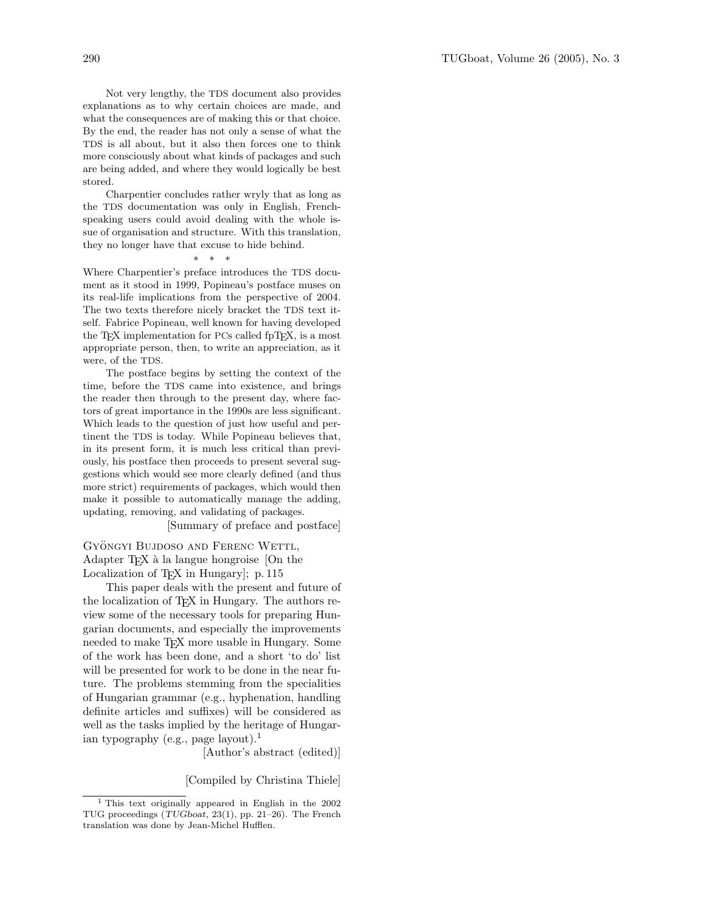Not very lengthy, the TDS document also provides explanations as to why certain choices are made, and what the consequences are of making this or that choice. By the end, the reader has not only a sense of what the TDS is all about, but it also then forces one to think more consciously about what kinds of packages and such are being added, and where they would logically be best stored.

Charpentier concludes rather wryly that as long as the TDS documentation was only in English, French-speaking users could avoid dealing with the whole issue of organisation and structure. With this translation, they no longer have that excuse to hide behind.

\* \* \*

Where Charpentier's preface introduces the TDS document as it stood in 1999, Popineau's postface muses on its real-life implications from the perspective of 2004. The two texts therefore nicely bracket the TDS text itself. Fabrice Popineau, well known for having developed the TeX implementation for PCs called fpTeX, is a most appropriate person, then, to write an appreciation, as it were, of the TDS.

The postface begins by setting the context of the time, before the TDS came into existence, and brings the reader then through to the present day, where factors of great importance in the 1990s are less significant. Which leads to the question of just how useful and pertinent the TDS is today. While Popineau believes that, in its present form, it is much less critical than previously, his postface then proceeds to present several suggestions which would see more clearly defined (and thus more strict) requirements of packages, which would then make it possible to automatically manage the adding, updating, removing, and validating of packages.

[Summary of preface and postface]

Gyöngyi Bujdoso and Ferenc Wettl, Adapter TeX à la langue hongroise [On the Localization of TeX in Hungary]; p. 115

This paper deals with the present and future of the localization of TeX in Hungary. The authors review some of the necessary tools for preparing Hungarian documents, and especially the improvements needed to make TeX more usable in Hungary. Some of the work has been done, and a short 'to do' list will be presented for work to be done in the near future. The problems stemming from the specialities of Hungarian grammar (e.g., hyphenation, handling definite articles and suffixes) will be considered as well as the tasks implied by the heritage of Hungarian typography (e.g., page layout).[1]

[Author's abstract (edited)]

[Compiled by Christina Thiele]

[1] This text originally appeared in English in the 2002 TUG proceedings (*TUGboat*, 23(1), pp. 21–26). The French translation was done by Jean-Michel Hufflen.